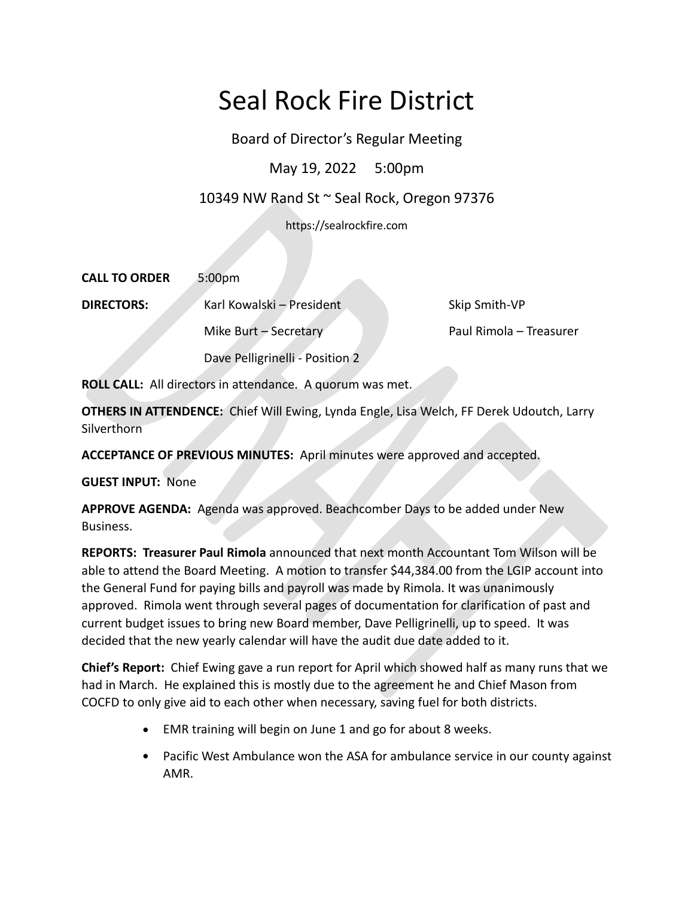# Seal Rock Fire District

Board of Director's Regular Meeting

May 19, 2022 5:00pm

10349 NW Rand St ~ Seal Rock, Oregon 97376

https://sealrockfire.com

**CALL TO ORDER** 5:00pm

**DIRECTORS:** Karl Kowalski – President, Skip Smith-VP, Mike Burt – Secretary, Paul Rimola – Treasurer, Dave Pelligrinelli - Position 2

**ROLL CALL:** All directors in attendance. A quorum was met.

**OTHERS IN ATTENDENCE:** Chief Will Ewing, Lynda Engle, Lisa Welch, FF Derek Udoutch, Larry Silverthorn

**ACCEPTANCE OF PREVIOUS MINUTES:** April minutes were approved and accepted.

**GUEST INPUT:** None

**APPROVE AGENDA:** Agenda was approved. Beachcomber Days to be added under New Business.

**REPORTS: Treasurer Paul Rimola** announced that next month Accountant Tom Wilson will be able to attend the Board Meeting. A motion to transfer $44,384.00 from the LGIP account into the General Fund for paying bills and payroll was made by Rimola. It was unanimously approved. Rimola went through several pages of documentation for clarification of past and current budget issues to bring new Board member, Dave Pelligrinelli, up to speed. It was decided that the new yearly calendar will have the audit due date added to it.

**Chief's Report:** Chief Ewing gave a run report for April which showed half as many runs that we had in March. He explained this is mostly due to the agreement he and Chief Mason from COCFD to only give aid to each other when necessary, saving fuel for both districts.

- EMR training will begin on June 1 and go for about 8 weeks.
- Pacific West Ambulance won the ASA for ambulance service in our county against AMR.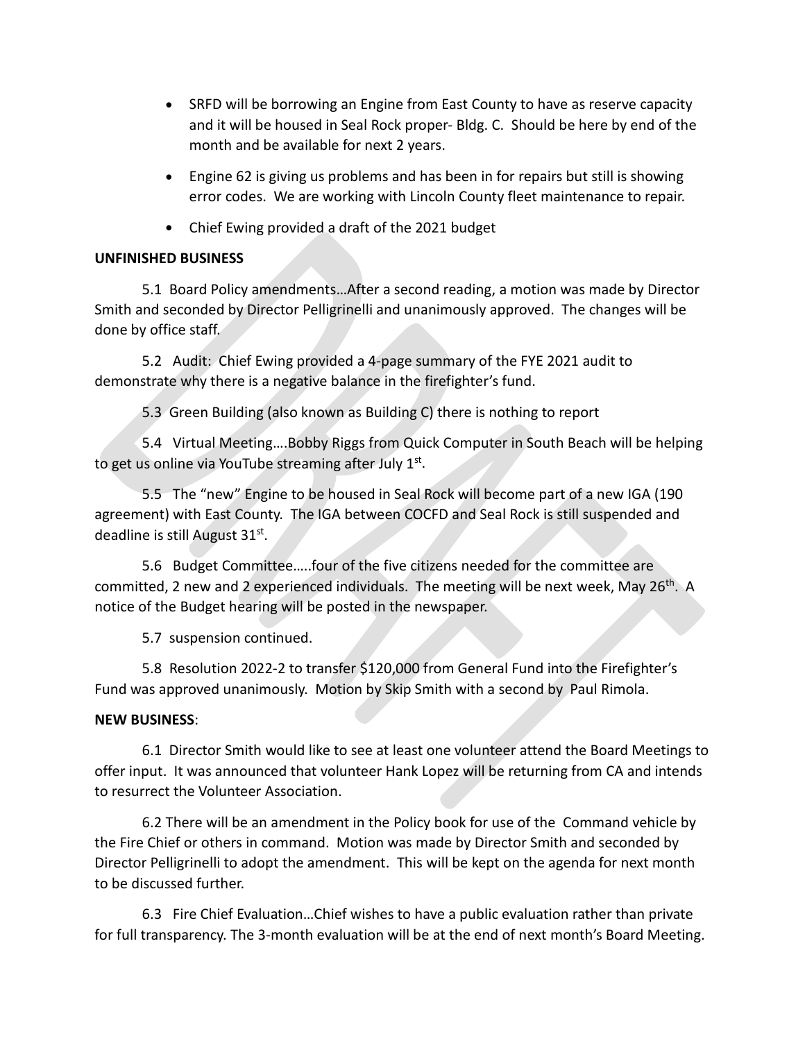- SRFD will be borrowing an Engine from East County to have as reserve capacity and it will be housed in Seal Rock proper- Bldg. C. Should be here by end of the month and be available for next 2 years.
- Engine 62 is giving us problems and has been in for repairs but still is showing error codes. We are working with Lincoln County fleet maintenance to repair.
- Chief Ewing provided a draft of the 2021 budget

**UNFINISHED BUSINESS**

5.1 Board Policy amendments…After a second reading, a motion was made by Director Smith and seconded by Director Pelligrinelli and unanimously approved. The changes will be done by office staff.

5.2 Audit: Chief Ewing provided a 4-page summary of the FYE 2021 audit to demonstrate why there is a negative balance in the firefighter's fund.

5.3 Green Building (also known as Building C) there is nothing to report

5.4 Virtual Meeting….Bobby Riggs from Quick Computer in South Beach will be helping to get us online via YouTube streaming after July 1st.

5.5 The "new" Engine to be housed in Seal Rock will become part of a new IGA (190 agreement) with East County. The IGA between COCFD and Seal Rock is still suspended and deadline is still August 31st.

5.6 Budget Committee…..four of the five citizens needed for the committee are committed, 2 new and 2 experienced individuals. The meeting will be next week, May 26th. A notice of the Budget hearing will be posted in the newspaper.

5.7 suspension continued.

5.8 Resolution 2022-2 to transfer $120,000 from General Fund into the Firefighter's Fund was approved unanimously. Motion by Skip Smith with a second by Paul Rimola.

**NEW BUSINESS**:

6.1 Director Smith would like to see at least one volunteer attend the Board Meetings to offer input. It was announced that volunteer Hank Lopez will be returning from CA and intends to resurrect the Volunteer Association.

6.2 There will be an amendment in the Policy book for use of the Command vehicle by the Fire Chief or others in command. Motion was made by Director Smith and seconded by Director Pelligrinelli to adopt the amendment. This will be kept on the agenda for next month to be discussed further.

6.3 Fire Chief Evaluation…Chief wishes to have a public evaluation rather than private for full transparency. The 3-month evaluation will be at the end of next month's Board Meeting.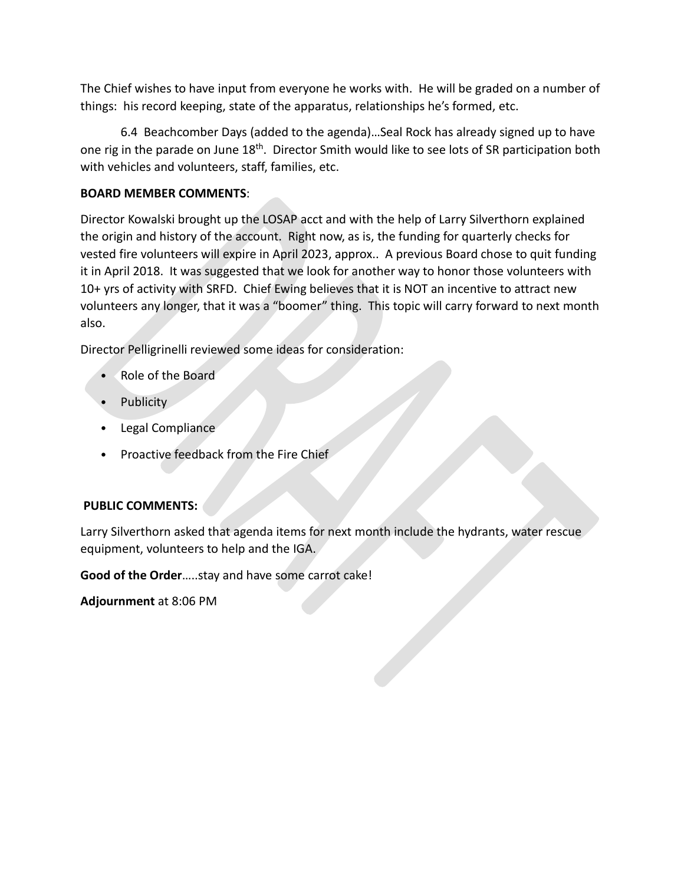The Chief wishes to have input from everyone he works with. He will be graded on a number of things: his record keeping, state of the apparatus, relationships he's formed, etc.

6.4 Beachcomber Days (added to the agenda)…Seal Rock has already signed up to have one rig in the parade on June 18th. Director Smith would like to see lots of SR participation both with vehicles and volunteers, staff, families, etc.

**BOARD MEMBER COMMENTS**:

Director Kowalski brought up the LOSAP acct and with the help of Larry Silverthorn explained the origin and history of the account. Right now, as is, the funding for quarterly checks for vested fire volunteers will expire in April 2023, approx.. A previous Board chose to quit funding it in April 2018. It was suggested that we look for another way to honor those volunteers with 10+ yrs of activity with SRFD. Chief Ewing believes that it is NOT an incentive to attract new volunteers any longer, that it was a "boomer" thing. This topic will carry forward to next month also.

Director Pelligrinelli reviewed some ideas for consideration:

- Role of the Board
- Publicity
- Legal Compliance
- Proactive feedback from the Fire Chief

**PUBLIC COMMENTS:**

Larry Silverthorn asked that agenda items for next month include the hydrants, water rescue equipment, volunteers to help and the IGA.

**Good of the Order**…..stay and have some carrot cake!

**Adjournment** at 8:06 PM